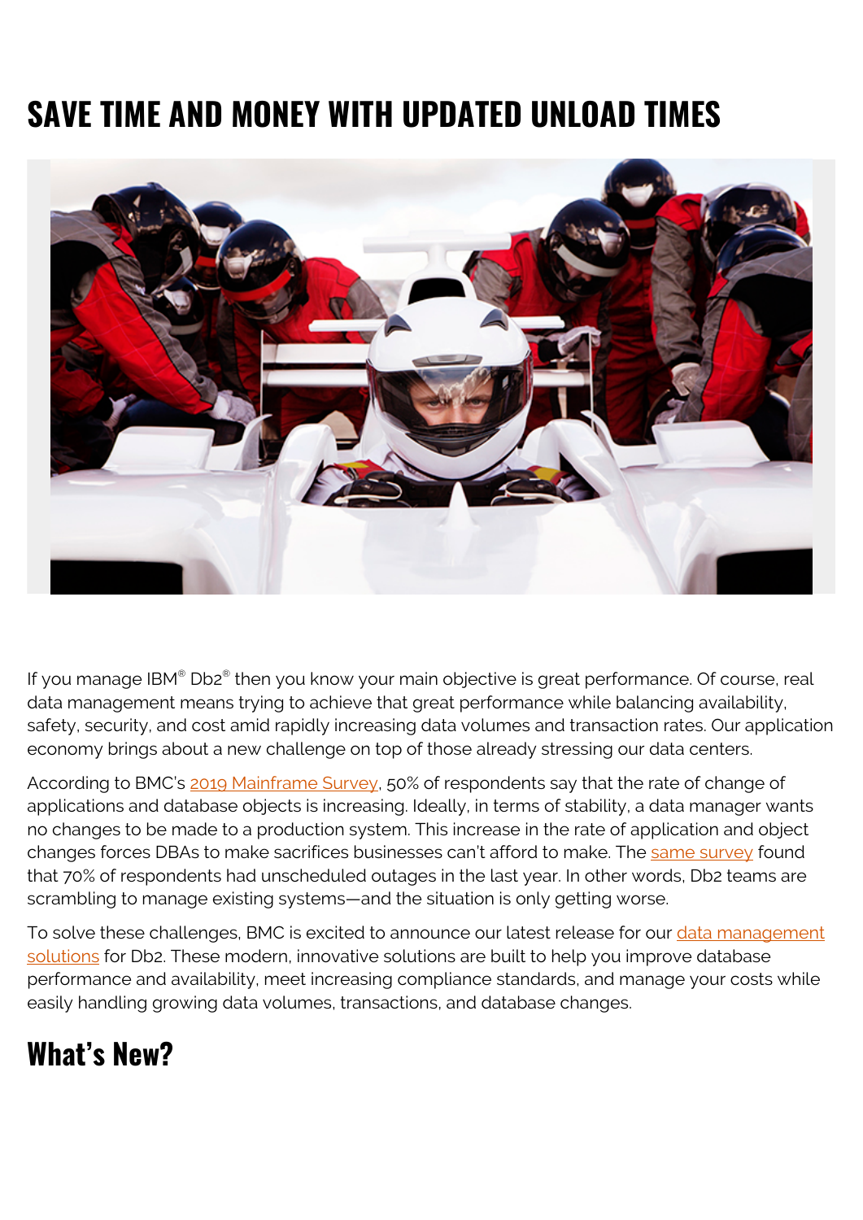# SAVE TIME AND MONEY WITH UPDATED UNLOAD TIMES

If you manage IBM® Db2® then you know your main objective is great performance. Of course, real data management means trying to achieve that great performance while balancing availability, safety, security, and cost amid rapidly increasing data volumes and transaction rates. Our application economy brings about a new challenge on top of those already stressing our data centers.

According to BMC's 2019 Mainframe Survey, 50% of respondents say that the rate of change of applications and database objects is increasing. Ideally, in terms of stability, a data manager wants no changes to be made to a production system. This increase in the rate of application and object changes forces DBAs to make sacrifices businesses can't afford to make. The same survey found that 70% of respondents had unscheduled outages in the last year. In other words, Db2 teams are scrambling to manage existing systems—and the situation is only getting worse.

To solve these challenges, BMC is excited to announce our latest release for our data management solutions for Db2. These modern, innovative solutions are built to help you improve database performance and availability, meet increasing compliance standards, and manage your costs while easily handling growing data volumes, transactions, and database changes.

## What's New?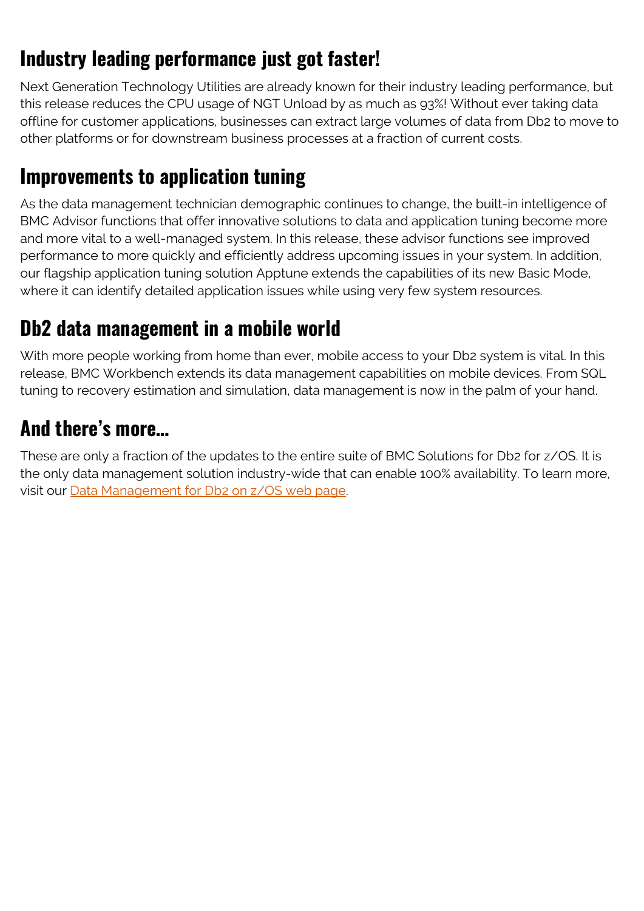## Industry leading performance just got faster!

Next Generation Technology Utilities are already known for their industry leading performance, but this release reduces the CPU usage of NGT Unload by as much as 93%! Without ever taking data offline for customer applications, businesses can extract large volumes of data from Db2 to move to other platforms or for downstream business processes at a fraction of current costs.

## Improvements to application tuning

As the data management technician demographic continues to change, the built-in intelligence of BMC Advisor functions that offer innovative solutions to data and application tuning become more and more vital to a well-managed system. In this release, these advisor functions see improved performance to more quickly and efficiently address upcoming issues in your system. In addition, our flagship application tuning solution Apptune extends the capabilities of its new Basic Mode, where it can identify detailed application issues while using very few system resources.

## Db2 data management in a mobile world

With more people working from home than ever, mobile access to your Db2 system is vital. In this release, BMC Workbench extends its data management capabilities on mobile devices. From SQL tuning to recovery estimation and simulation, data management is now in the palm of your hand.

## And there's more…

These are only a fraction of the updates to the entire suite of BMC Solutions for Db2 for z/OS. It is the only data management solution industry-wide that can enable 100% availability. To learn more, visit our Data Management for Db2 on z/OS web page.